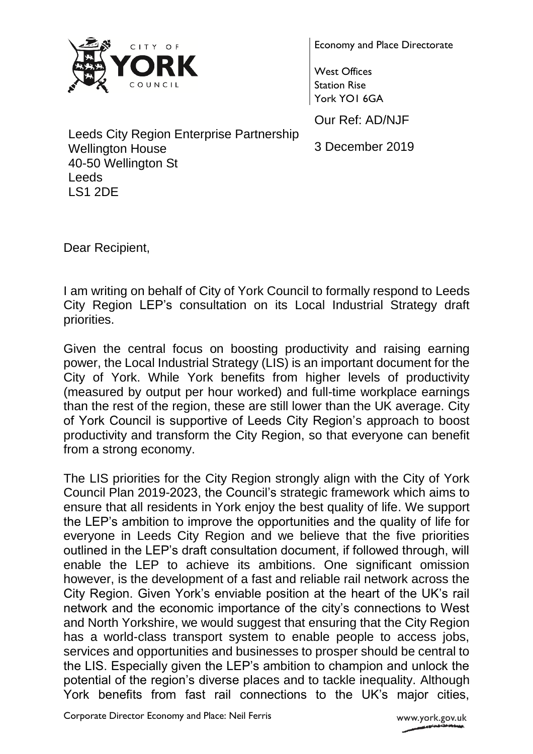CITY OF YORK COUNCIL

Economy and Place Directorate

West Offices
Station Rise
York YO1 6GA

Our Ref: AD/NJF

3 December 2019

Leeds City Region Enterprise Partnership
Wellington House
40-50 Wellington St
Leeds
LS1 2DE

Dear Recipient,

I am writing on behalf of City of York Council to formally respond to Leeds City Region LEP's consultation on its Local Industrial Strategy draft priorities.

Given the central focus on boosting productivity and raising earning power, the Local Industrial Strategy (LIS) is an important document for the City of York. While York benefits from higher levels of productivity (measured by output per hour worked) and full-time workplace earnings than the rest of the region, these are still lower than the UK average. City of York Council is supportive of Leeds City Region's approach to boost productivity and transform the City Region, so that everyone can benefit from a strong economy.

The LIS priorities for the City Region strongly align with the City of York Council Plan 2019-2023, the Council's strategic framework which aims to ensure that all residents in York enjoy the best quality of life. We support the LEP's ambition to improve the opportunities and the quality of life for everyone in Leeds City Region and we believe that the five priorities outlined in the LEP's draft consultation document, if followed through, will enable the LEP to achieve its ambitions. One significant omission however, is the development of a fast and reliable rail network across the City Region. Given York's enviable position at the heart of the UK's rail network and the economic importance of the city's connections to West and North Yorkshire, we would suggest that ensuring that the City Region has a world-class transport system to enable people to access jobs, services and opportunities and businesses to prosper should be central to the LIS. Especially given the LEP's ambition to champion and unlock the potential of the region's diverse places and to tackle inequality. Although York benefits from fast rail connections to the UK's major cities,

Corporate Director Economy and Place: Neil Ferris

www.york.gov.uk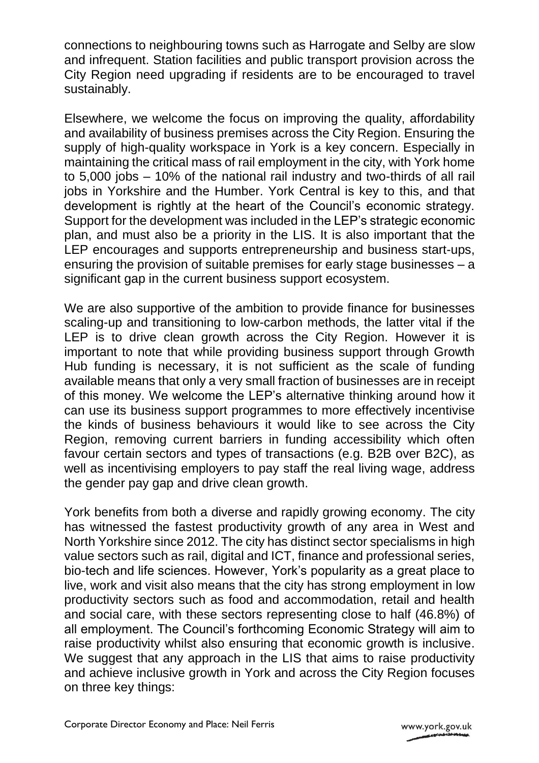connections to neighbouring towns such as Harrogate and Selby are slow and infrequent. Station facilities and public transport provision across the City Region need upgrading if residents are to be encouraged to travel sustainably.

Elsewhere, we welcome the focus on improving the quality, affordability and availability of business premises across the City Region. Ensuring the supply of high-quality workspace in York is a key concern. Especially in maintaining the critical mass of rail employment in the city, with York home to 5,000 jobs – 10% of the national rail industry and two-thirds of all rail jobs in Yorkshire and the Humber. York Central is key to this, and that development is rightly at the heart of the Council's economic strategy. Support for the development was included in the LEP's strategic economic plan, and must also be a priority in the LIS. It is also important that the LEP encourages and supports entrepreneurship and business start-ups, ensuring the provision of suitable premises for early stage businesses – a significant gap in the current business support ecosystem.

We are also supportive of the ambition to provide finance for businesses scaling-up and transitioning to low-carbon methods, the latter vital if the LEP is to drive clean growth across the City Region. However it is important to note that while providing business support through Growth Hub funding is necessary, it is not sufficient as the scale of funding available means that only a very small fraction of businesses are in receipt of this money. We welcome the LEP's alternative thinking around how it can use its business support programmes to more effectively incentivise the kinds of business behaviours it would like to see across the City Region, removing current barriers in funding accessibility which often favour certain sectors and types of transactions (e.g. B2B over B2C), as well as incentivising employers to pay staff the real living wage, address the gender pay gap and drive clean growth.

York benefits from both a diverse and rapidly growing economy. The city has witnessed the fastest productivity growth of any area in West and North Yorkshire since 2012. The city has distinct sector specialisms in high value sectors such as rail, digital and ICT, finance and professional series, bio-tech and life sciences. However, York's popularity as a great place to live, work and visit also means that the city has strong employment in low productivity sectors such as food and accommodation, retail and health and social care, with these sectors representing close to half (46.8%) of all employment. The Council's forthcoming Economic Strategy will aim to raise productivity whilst also ensuring that economic growth is inclusive. We suggest that any approach in the LIS that aims to raise productivity and achieve inclusive growth in York and across the City Region focuses on three key things: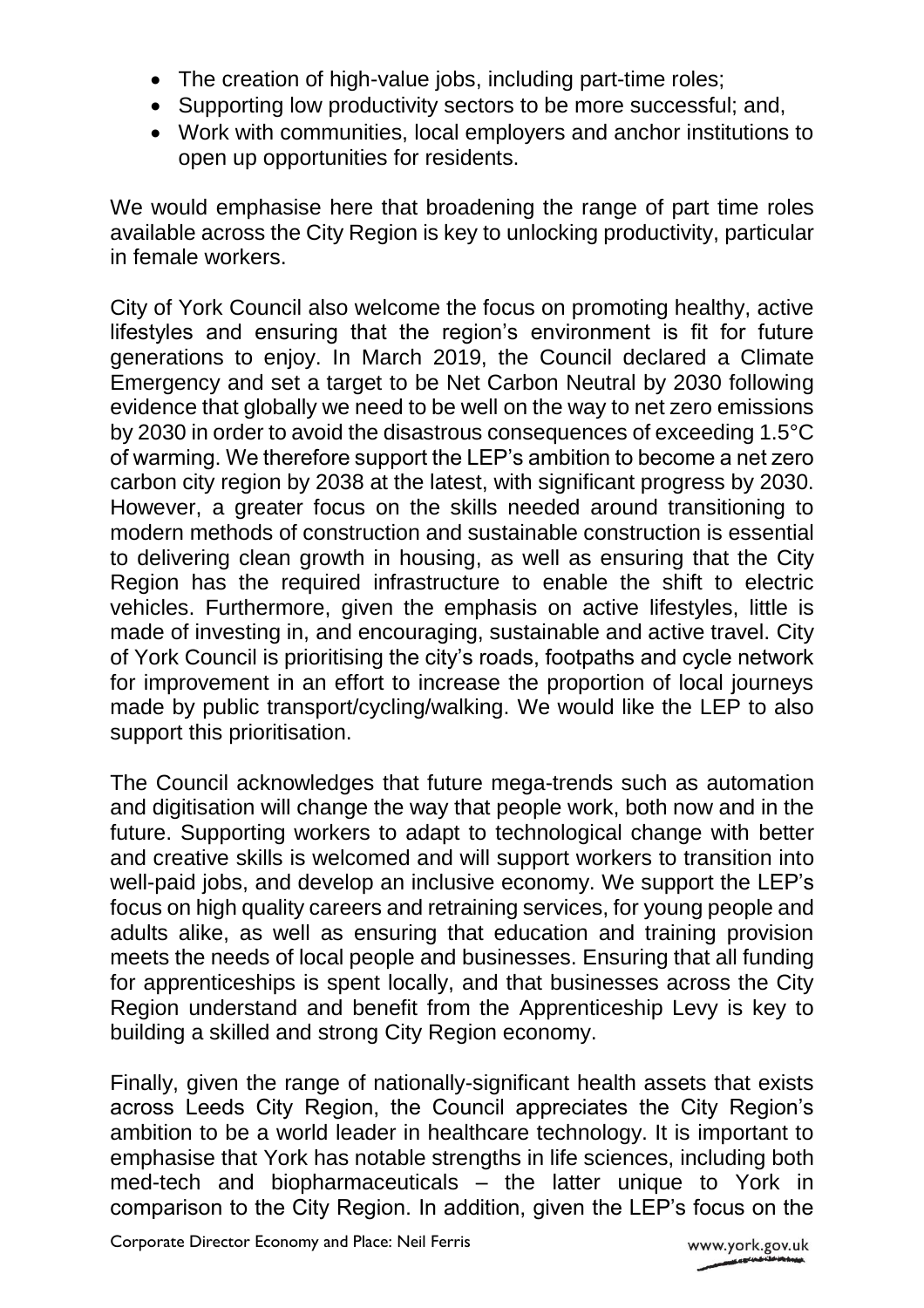- The creation of high-value jobs, including part-time roles;
- Supporting low productivity sectors to be more successful; and,
- Work with communities, local employers and anchor institutions to open up opportunities for residents.

We would emphasise here that broadening the range of part time roles available across the City Region is key to unlocking productivity, particular in female workers.

City of York Council also welcome the focus on promoting healthy, active lifestyles and ensuring that the region's environment is fit for future generations to enjoy. In March 2019, the Council declared a Climate Emergency and set a target to be Net Carbon Neutral by 2030 following evidence that globally we need to be well on the way to net zero emissions by 2030 in order to avoid the disastrous consequences of exceeding 1.5°C of warming. We therefore support the LEP's ambition to become a net zero carbon city region by 2038 at the latest, with significant progress by 2030. However, a greater focus on the skills needed around transitioning to modern methods of construction and sustainable construction is essential to delivering clean growth in housing, as well as ensuring that the City Region has the required infrastructure to enable the shift to electric vehicles. Furthermore, given the emphasis on active lifestyles, little is made of investing in, and encouraging, sustainable and active travel. City of York Council is prioritising the city's roads, footpaths and cycle network for improvement in an effort to increase the proportion of local journeys made by public transport/cycling/walking. We would like the LEP to also support this prioritisation.

The Council acknowledges that future mega-trends such as automation and digitisation will change the way that people work, both now and in the future. Supporting workers to adapt to technological change with better and creative skills is welcomed and will support workers to transition into well-paid jobs, and develop an inclusive economy. We support the LEP's focus on high quality careers and retraining services, for young people and adults alike, as well as ensuring that education and training provision meets the needs of local people and businesses. Ensuring that all funding for apprenticeships is spent locally, and that businesses across the City Region understand and benefit from the Apprenticeship Levy is key to building a skilled and strong City Region economy.

Finally, given the range of nationally-significant health assets that exists across Leeds City Region, the Council appreciates the City Region's ambition to be a world leader in healthcare technology. It is important to emphasise that York has notable strengths in life sciences, including both med-tech and biopharmaceuticals – the latter unique to York in comparison to the City Region. In addition, given the LEP's focus on the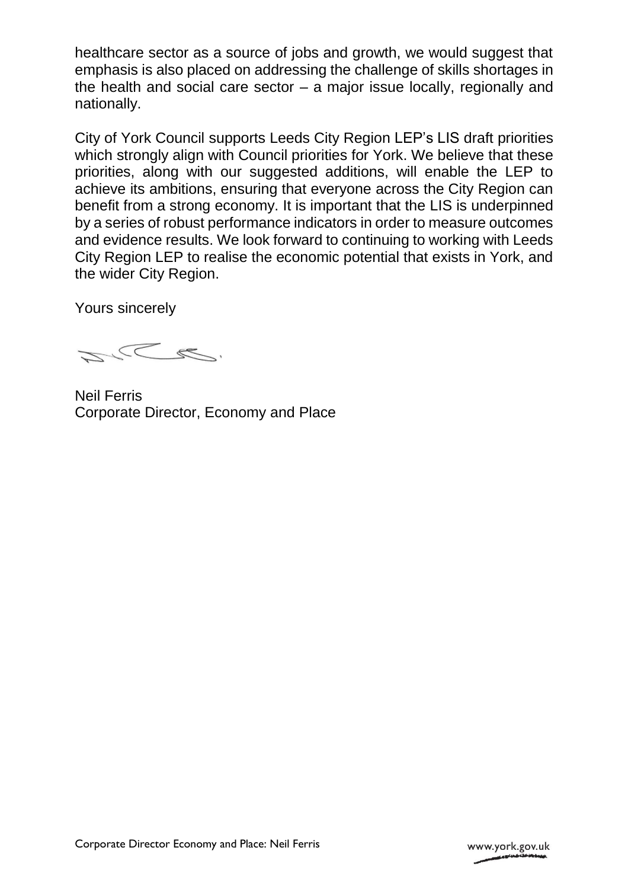healthcare sector as a source of jobs and growth, we would suggest that emphasis is also placed on addressing the challenge of skills shortages in the health and social care sector – a major issue locally, regionally and nationally.

City of York Council supports Leeds City Region LEP's LIS draft priorities which strongly align with Council priorities for York. We believe that these priorities, along with our suggested additions, will enable the LEP to achieve its ambitions, ensuring that everyone across the City Region can benefit from a strong economy. It is important that the LIS is underpinned by a series of robust performance indicators in order to measure outcomes and evidence results. We look forward to continuing to working with Leeds City Region LEP to realise the economic potential that exists in York, and the wider City Region.

Yours sincerely

Neil Ferris
Corporate Director, Economy and Place